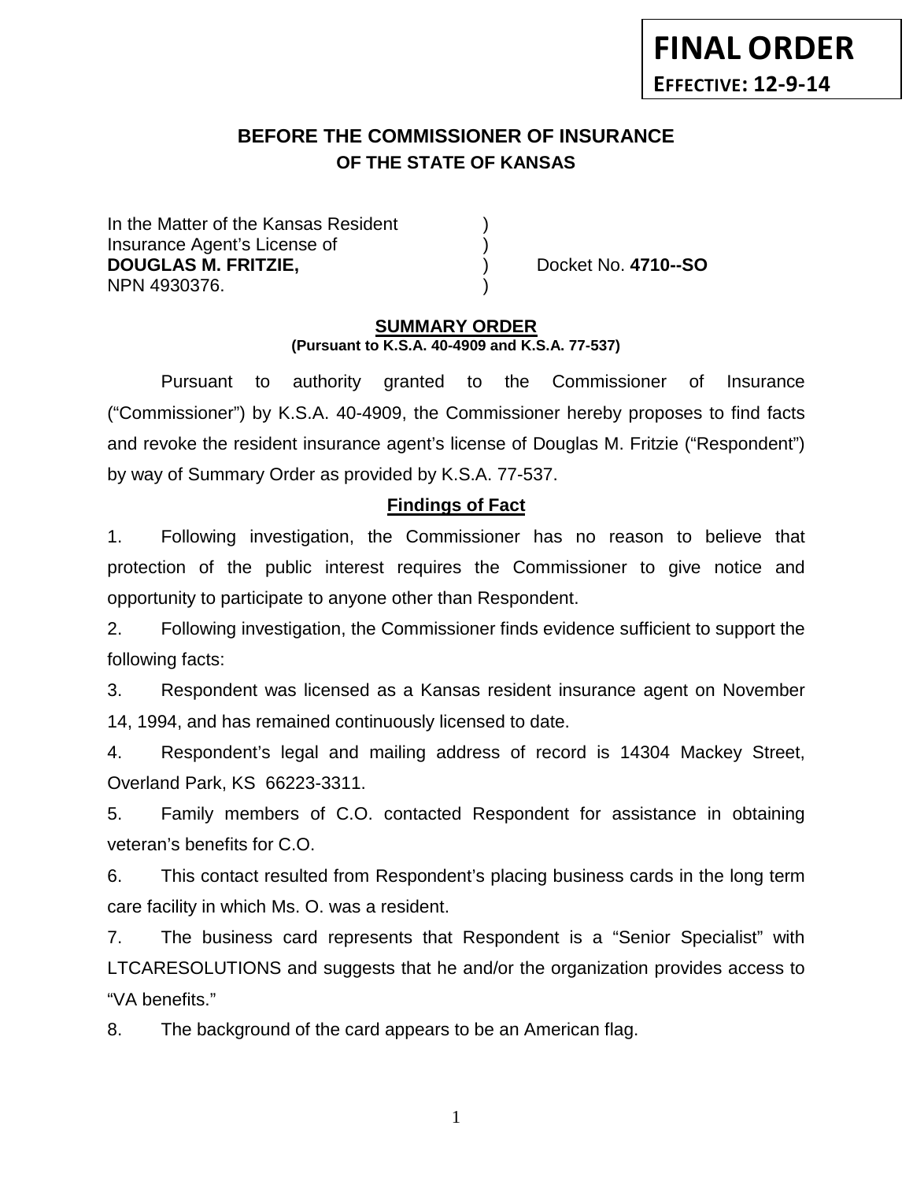**FINAL ORDER**
**EFFECTIVE: 12-9-14**

# BEFORE THE COMMISSIONER OF INSURANCE
## OF THE STATE OF KANSAS

| | | |
|---|---|---|
| In the Matter of the Kansas Resident | ) | |
| Insurance Agent's License of | ) | |
| **DOUGLAS M. FRITZIE,** | ) | Docket No. **4710--SO** |
| NPN 4930376. | ) | |

### SUMMARY ORDER
**(Pursuant to K.S.A. 40-4909 and K.S.A. 77-537)**

Pursuant to authority granted to the Commissioner of Insurance ("Commissioner") by K.S.A. 40-4909, the Commissioner hereby proposes to find facts and revoke the resident insurance agent's license of Douglas M. Fritzie ("Respondent") by way of Summary Order as provided by K.S.A. 77-537.

### Findings of Fact

1. Following investigation, the Commissioner has no reason to believe that protection of the public interest requires the Commissioner to give notice and opportunity to participate to anyone other than Respondent.

2. Following investigation, the Commissioner finds evidence sufficient to support the following facts:

3. Respondent was licensed as a Kansas resident insurance agent on November 14, 1994, and has remained continuously licensed to date.

4. Respondent's legal and mailing address of record is 14304 Mackey Street, Overland Park, KS 66223-3311.

5. Family members of C.O. contacted Respondent for assistance in obtaining veteran's benefits for C.O.

6. This contact resulted from Respondent's placing business cards in the long term care facility in which Ms. O. was a resident.

7. The business card represents that Respondent is a "Senior Specialist" with LTCARESOLUTIONS and suggests that he and/or the organization provides access to "VA benefits."

8. The background of the card appears to be an American flag.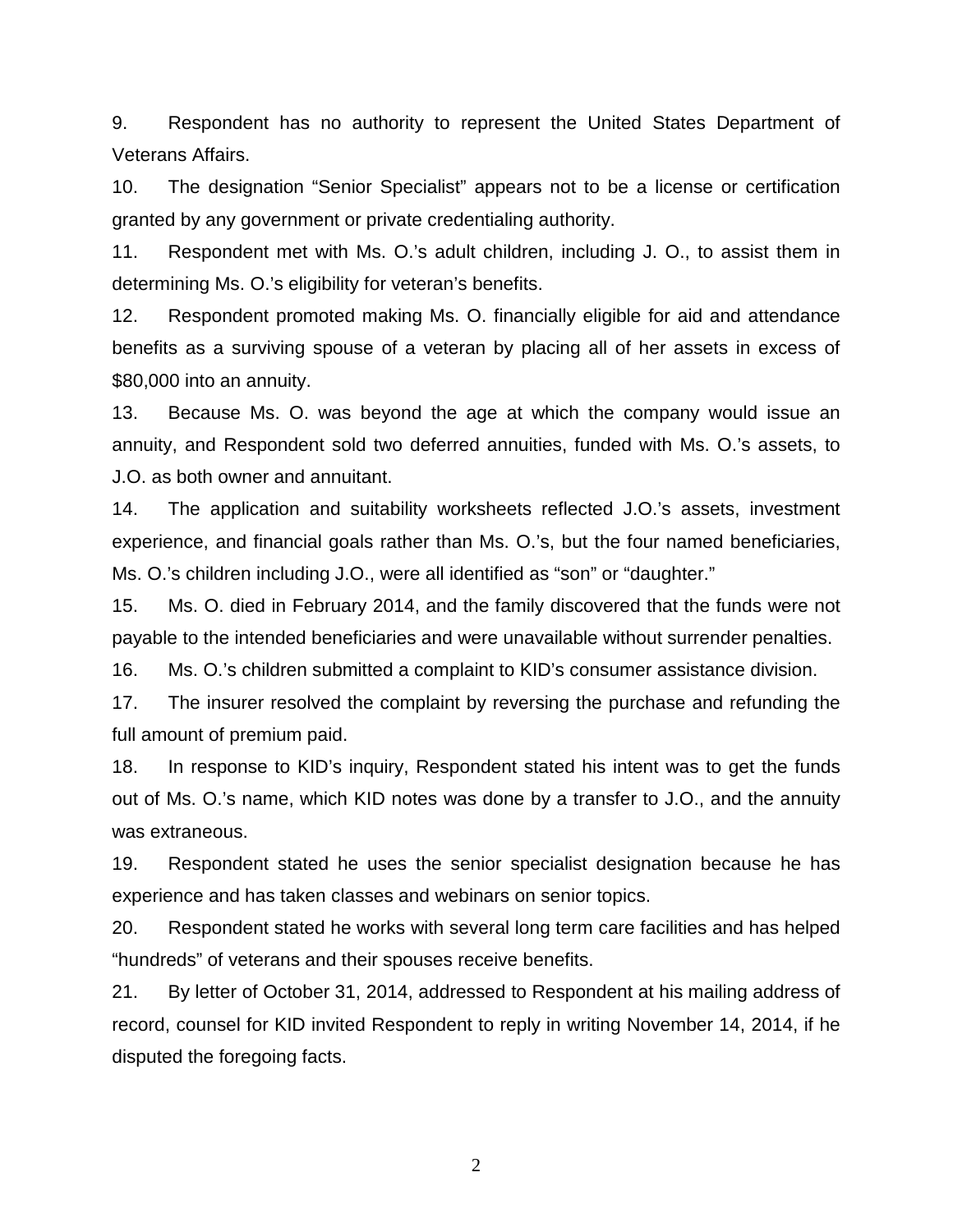9. Respondent has no authority to represent the United States Department of Veterans Affairs.

10. The designation “Senior Specialist” appears not to be a license or certification granted by any government or private credentialing authority.

11. Respondent met with Ms. O.’s adult children, including J. O., to assist them in determining Ms. O.’s eligibility for veteran’s benefits.

12. Respondent promoted making Ms. O. financially eligible for aid and attendance benefits as a surviving spouse of a veteran by placing all of her assets in excess of $80,000 into an annuity.

13. Because Ms. O. was beyond the age at which the company would issue an annuity, and Respondent sold two deferred annuities, funded with Ms. O.’s assets, to J.O. as both owner and annuitant.

14. The application and suitability worksheets reflected J.O.’s assets, investment experience, and financial goals rather than Ms. O.’s, but the four named beneficiaries, Ms. O.’s children including J.O., were all identified as “son” or “daughter.”

15. Ms. O. died in February 2014, and the family discovered that the funds were not payable to the intended beneficiaries and were unavailable without surrender penalties.

16. Ms. O.’s children submitted a complaint to KID’s consumer assistance division.

17. The insurer resolved the complaint by reversing the purchase and refunding the full amount of premium paid.

18. In response to KID’s inquiry, Respondent stated his intent was to get the funds out of Ms. O.’s name, which KID notes was done by a transfer to J.O., and the annuity was extraneous.

19. Respondent stated he uses the senior specialist designation because he has experience and has taken classes and webinars on senior topics.

20. Respondent stated he works with several long term care facilities and has helped “hundreds” of veterans and their spouses receive benefits.

21. By letter of October 31, 2014, addressed to Respondent at his mailing address of record, counsel for KID invited Respondent to reply in writing November 14, 2014, if he disputed the foregoing facts.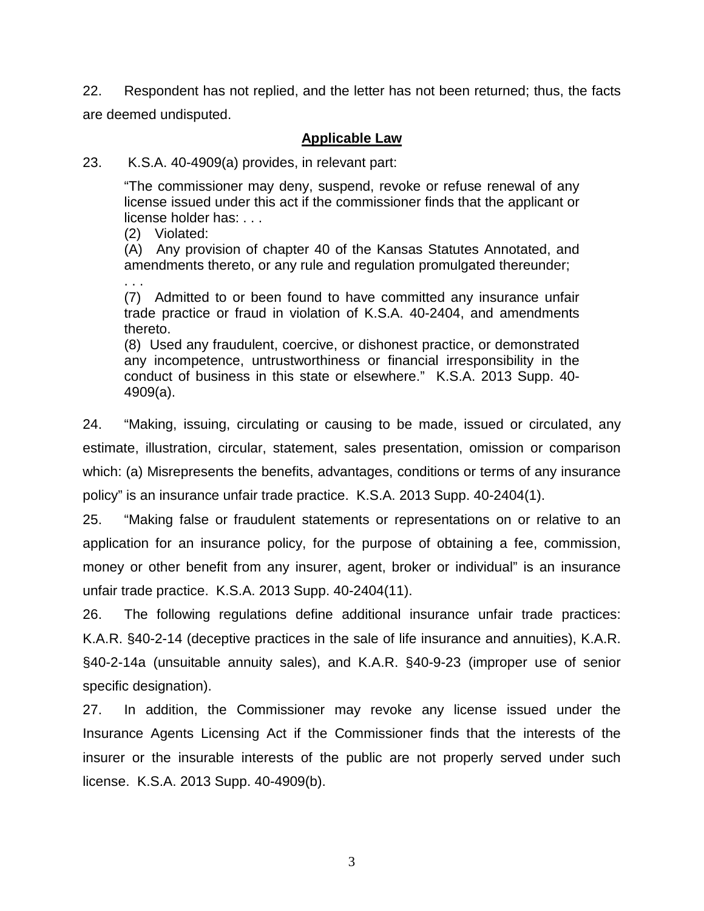22. Respondent has not replied, and the letter has not been returned; thus, the facts are deemed undisputed.

## **Applicable Law**

23. K.S.A. 40-4909(a) provides, in relevant part:

> "The commissioner may deny, suspend, revoke or refuse renewal of any license issued under this act if the commissioner finds that the applicant or license holder has: . . .
> (2) Violated:
> (A) Any provision of chapter 40 of the Kansas Statutes Annotated, and amendments thereto, or any rule and regulation promulgated thereunder;
> . . .
> (7) Admitted to or been found to have committed any insurance unfair trade practice or fraud in violation of K.S.A. 40-2404, and amendments thereto.
> (8) Used any fraudulent, coercive, or dishonest practice, or demonstrated any incompetence, untrustworthiness or financial irresponsibility in the conduct of business in this state or elsewhere." K.S.A. 2013 Supp. 40-4909(a).

24. "Making, issuing, circulating or causing to be made, issued or circulated, any estimate, illustration, circular, statement, sales presentation, omission or comparison which: (a) Misrepresents the benefits, advantages, conditions or terms of any insurance policy" is an insurance unfair trade practice. K.S.A. 2013 Supp. 40-2404(1).

25. "Making false or fraudulent statements or representations on or relative to an application for an insurance policy, for the purpose of obtaining a fee, commission, money or other benefit from any insurer, agent, broker or individual" is an insurance unfair trade practice. K.S.A. 2013 Supp. 40-2404(11).

26. The following regulations define additional insurance unfair trade practices: K.A.R. §40-2-14 (deceptive practices in the sale of life insurance and annuities), K.A.R. §40-2-14a (unsuitable annuity sales), and K.A.R. §40-9-23 (improper use of senior specific designation).

27. In addition, the Commissioner may revoke any license issued under the Insurance Agents Licensing Act if the Commissioner finds that the interests of the insurer or the insurable interests of the public are not properly served under such license. K.S.A. 2013 Supp. 40-4909(b).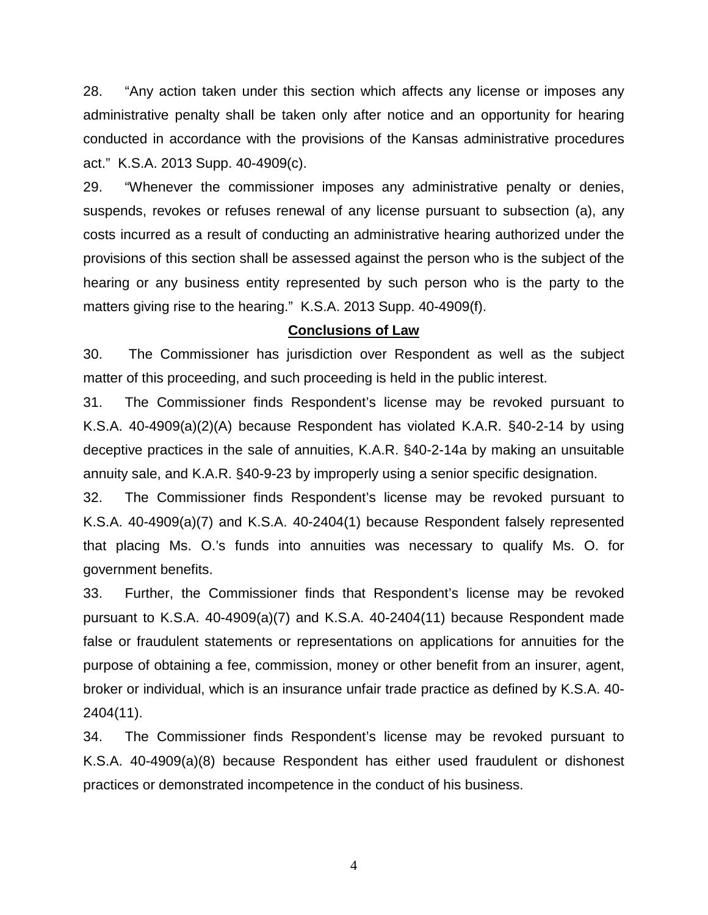28. "Any action taken under this section which affects any license or imposes any administrative penalty shall be taken only after notice and an opportunity for hearing conducted in accordance with the provisions of the Kansas administrative procedures act." K.S.A. 2013 Supp. 40-4909(c).

29. "Whenever the commissioner imposes any administrative penalty or denies, suspends, revokes or refuses renewal of any license pursuant to subsection (a), any costs incurred as a result of conducting an administrative hearing authorized under the provisions of this section shall be assessed against the person who is the subject of the hearing or any business entity represented by such person who is the party to the matters giving rise to the hearing." K.S.A. 2013 Supp. 40-4909(f).

**Conclusions of Law**

30. The Commissioner has jurisdiction over Respondent as well as the subject matter of this proceeding, and such proceeding is held in the public interest.

31. The Commissioner finds Respondent's license may be revoked pursuant to K.S.A. 40-4909(a)(2)(A) because Respondent has violated K.A.R. §40-2-14 by using deceptive practices in the sale of annuities, K.A.R. §40-2-14a by making an unsuitable annuity sale, and K.A.R. §40-9-23 by improperly using a senior specific designation.

32. The Commissioner finds Respondent's license may be revoked pursuant to K.S.A. 40-4909(a)(7) and K.S.A. 40-2404(1) because Respondent falsely represented that placing Ms. O.'s funds into annuities was necessary to qualify Ms. O. for government benefits.

33. Further, the Commissioner finds that Respondent's license may be revoked pursuant to K.S.A. 40-4909(a)(7) and K.S.A. 40-2404(11) because Respondent made false or fraudulent statements or representations on applications for annuities for the purpose of obtaining a fee, commission, money or other benefit from an insurer, agent, broker or individual, which is an insurance unfair trade practice as defined by K.S.A. 40-2404(11).

34. The Commissioner finds Respondent's license may be revoked pursuant to K.S.A. 40-4909(a)(8) because Respondent has either used fraudulent or dishonest practices or demonstrated incompetence in the conduct of his business.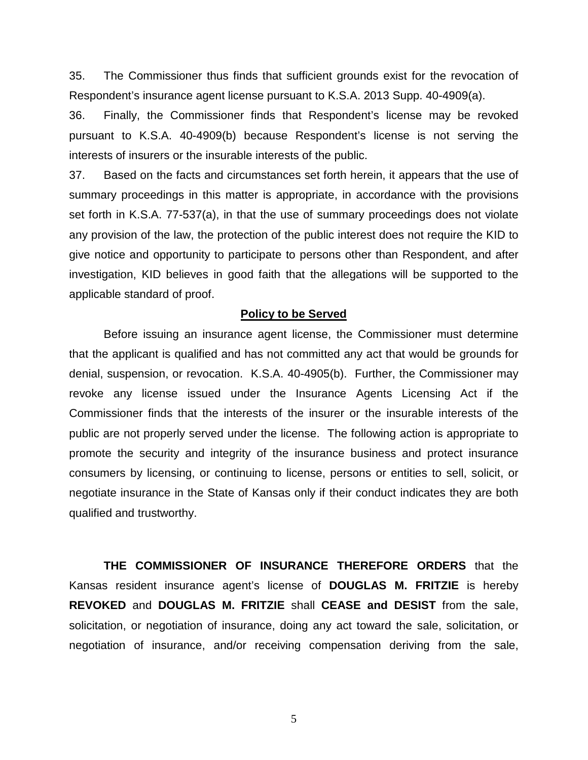35. The Commissioner thus finds that sufficient grounds exist for the revocation of Respondent's insurance agent license pursuant to K.S.A. 2013 Supp. 40-4909(a).

36. Finally, the Commissioner finds that Respondent's license may be revoked pursuant to K.S.A. 40-4909(b) because Respondent's license is not serving the interests of insurers or the insurable interests of the public.

37. Based on the facts and circumstances set forth herein, it appears that the use of summary proceedings in this matter is appropriate, in accordance with the provisions set forth in K.S.A. 77-537(a), in that the use of summary proceedings does not violate any provision of the law, the protection of the public interest does not require the KID to give notice and opportunity to participate to persons other than Respondent, and after investigation, KID believes in good faith that the allegations will be supported to the applicable standard of proof.

**Policy to be Served**

Before issuing an insurance agent license, the Commissioner must determine that the applicant is qualified and has not committed any act that would be grounds for denial, suspension, or revocation. K.S.A. 40-4905(b). Further, the Commissioner may revoke any license issued under the Insurance Agents Licensing Act if the Commissioner finds that the interests of the insurer or the insurable interests of the public are not properly served under the license. The following action is appropriate to promote the security and integrity of the insurance business and protect insurance consumers by licensing, or continuing to license, persons or entities to sell, solicit, or negotiate insurance in the State of Kansas only if their conduct indicates they are both qualified and trustworthy.

**THE COMMISSIONER OF INSURANCE THEREFORE ORDERS** that the Kansas resident insurance agent's license of **DOUGLAS M. FRITZIE** is hereby **REVOKED** and **DOUGLAS M. FRITZIE** shall **CEASE and DESIST** from the sale, solicitation, or negotiation of insurance, doing any act toward the sale, solicitation, or negotiation of insurance, and/or receiving compensation deriving from the sale,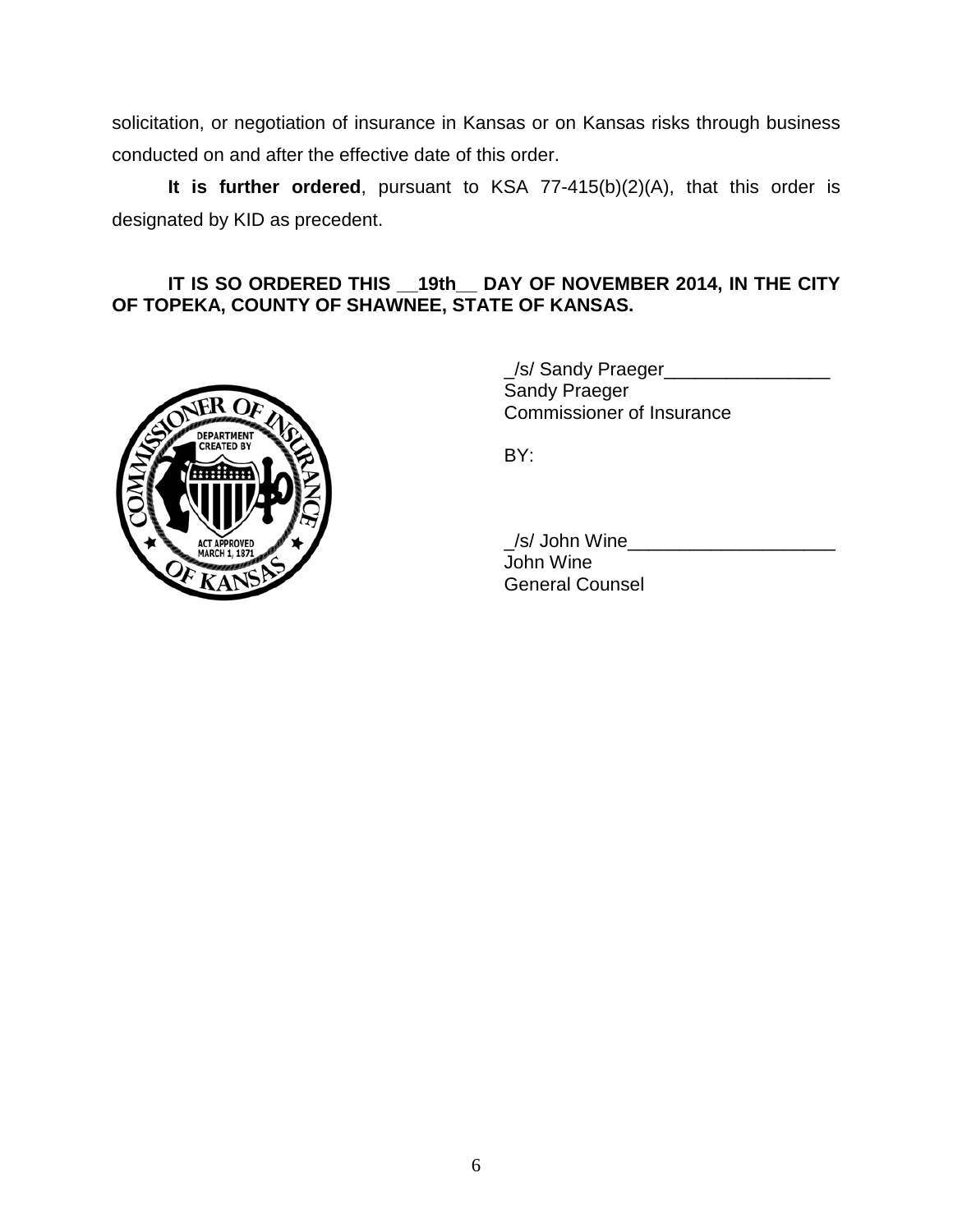solicitation, or negotiation of insurance in Kansas or on Kansas risks through business conducted on and after the effective date of this order.

**It is further ordered**, pursuant to KSA 77-415(b)(2)(A), that this order is designated by KID as precedent.

**IT IS SO ORDERED THIS __19th__ DAY OF NOVEMBER 2014, IN THE CITY OF TOPEKA, COUNTY OF SHAWNEE, STATE OF KANSAS.**

_/s/ Sandy Praeger________________
Sandy Praeger
Commissioner of Insurance

BY:

_/s/ John Wine____________________
John Wine
General Counsel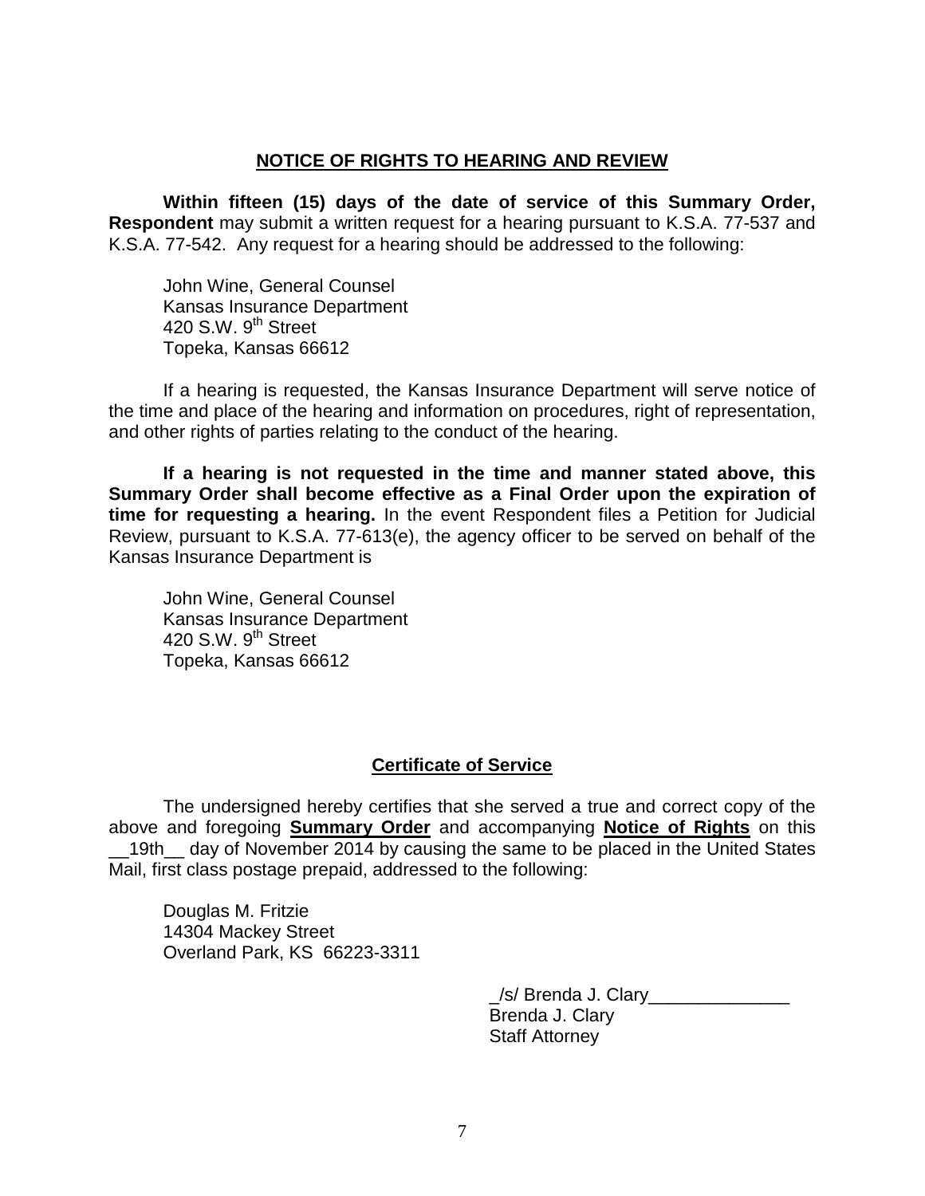## NOTICE OF RIGHTS TO HEARING AND REVIEW

**Within fifteen (15) days of the date of service of this Summary Order, Respondent** may submit a written request for a hearing pursuant to K.S.A. 77-537 and K.S.A. 77-542. Any request for a hearing should be addressed to the following:

John Wine, General Counsel
Kansas Insurance Department
420 S.W. 9th Street
Topeka, Kansas 66612

If a hearing is requested, the Kansas Insurance Department will serve notice of the time and place of the hearing and information on procedures, right of representation, and other rights of parties relating to the conduct of the hearing.

**If a hearing is not requested in the time and manner stated above, this Summary Order shall become effective as a Final Order upon the expiration of time for requesting a hearing.** In the event Respondent files a Petition for Judicial Review, pursuant to K.S.A. 77-613(e), the agency officer to be served on behalf of the Kansas Insurance Department is

John Wine, General Counsel
Kansas Insurance Department
420 S.W. 9th Street
Topeka, Kansas 66612

## Certificate of Service

The undersigned hereby certifies that she served a true and correct copy of the above and foregoing **Summary Order** and accompanying **Notice of Rights** on this __19th__ day of November 2014 by causing the same to be placed in the United States Mail, first class postage prepaid, addressed to the following:

Douglas M. Fritzie
14304 Mackey Street
Overland Park, KS 66223-3311

_/s/ Brenda J. Clary______________
Brenda J. Clary
Staff Attorney